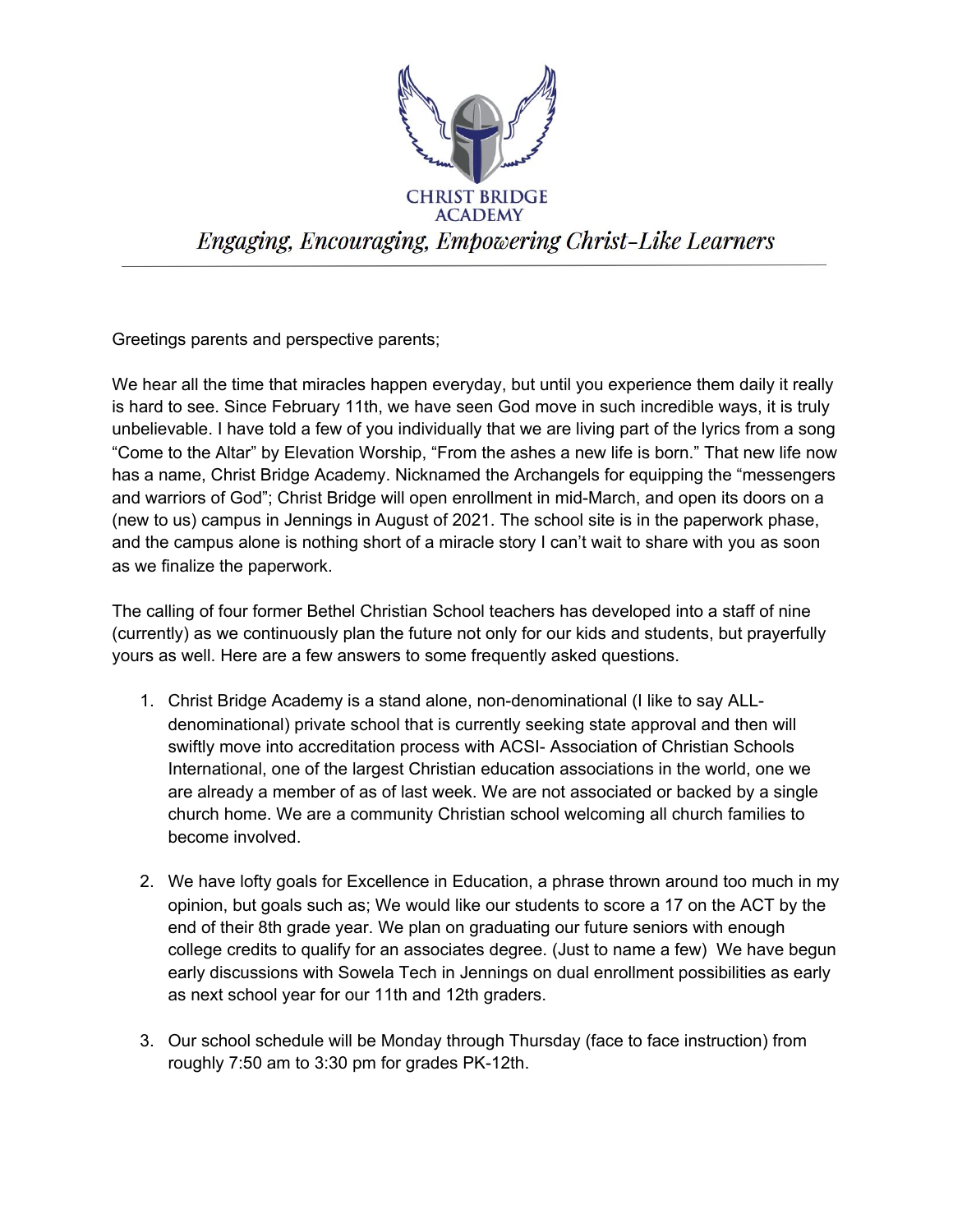CHRIST BRIDGE ACADEMY

*Engaging, Encouraging, Empowering Christ-Like Learners*

---

Greetings parents and perspective parents;

We hear all the time that miracles happen everyday, but until you experience them daily it really is hard to see. Since February 11th, we have seen God move in such incredible ways, it is truly unbelievable. I have told a few of you individually that we are living part of the lyrics from a song "Come to the Altar" by Elevation Worship, "From the ashes a new life is born." That new life now has a name, Christ Bridge Academy. Nicknamed the Archangels for equipping the "messengers and warriors of God"; Christ Bridge will open enrollment in mid-March, and open its doors on a (new to us) campus in Jennings in August of 2021. The school site is in the paperwork phase, and the campus alone is nothing short of a miracle story I can't wait to share with you as soon as we finalize the paperwork.

The calling of four former Bethel Christian School teachers has developed into a staff of nine (currently) as we continuously plan the future not only for our kids and students, but prayerfully yours as well. Here are a few answers to some frequently asked questions.

1. Christ Bridge Academy is a stand alone, non-denominational (I like to say ALL-denominational) private school that is currently seeking state approval and then will swiftly move into accreditation process with ACSI- Association of Christian Schools International, one of the largest Christian education associations in the world, one we are already a member of as of last week. We are not associated or backed by a single church home. We are a community Christian school welcoming all church families to become involved.

2. We have lofty goals for Excellence in Education, a phrase thrown around too much in my opinion, but goals such as; We would like our students to score a 17 on the ACT by the end of their 8th grade year. We plan on graduating our future seniors with enough college credits to qualify for an associates degree. (Just to name a few) We have begun early discussions with Sowela Tech in Jennings on dual enrollment possibilities as early as next school year for our 11th and 12th graders.

3. Our school schedule will be Monday through Thursday (face to face instruction) from roughly 7:50 am to 3:30 pm for grades PK-12th.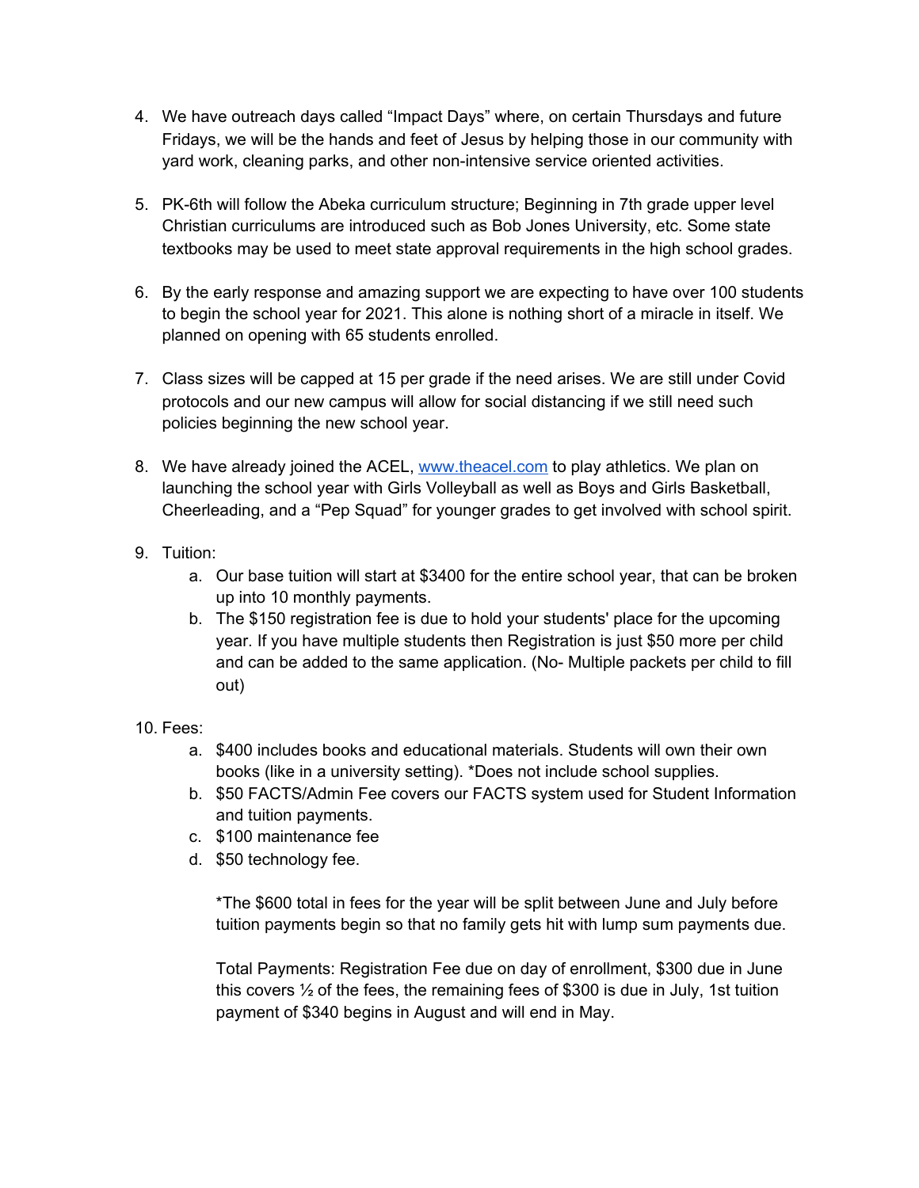4. We have outreach days called "Impact Days" where, on certain Thursdays and future Fridays, we will be the hands and feet of Jesus by helping those in our community with yard work, cleaning parks, and other non-intensive service oriented activities.

5. PK-6th will follow the Abeka curriculum structure; Beginning in 7th grade upper level Christian curriculums are introduced such as Bob Jones University, etc. Some state textbooks may be used to meet state approval requirements in the high school grades.

6. By the early response and amazing support we are expecting to have over 100 students to begin the school year for 2021. This alone is nothing short of a miracle in itself. We planned on opening with 65 students enrolled.

7. Class sizes will be capped at 15 per grade if the need arises. We are still under Covid protocols and our new campus will allow for social distancing if we still need such policies beginning the new school year.

8. We have already joined the ACEL, [www.theacel.com](http://www.theacel.com) to play athletics. We plan on launching the school year with Girls Volleyball as well as Boys and Girls Basketball, Cheerleading, and a "Pep Squad" for younger grades to get involved with school spirit.

9. Tuition:
   a. Our base tuition will start at $3400 for the entire school year, that can be broken up into 10 monthly payments.
   b. The $150 registration fee is due to hold your students' place for the upcoming year. If you have multiple students then Registration is just $50 more per child and can be added to the same application. (No- Multiple packets per child to fill out)

10. Fees:
    a. $400 includes books and educational materials. Students will own their own books (like in a university setting). *Does not include school supplies.
    b. $50 FACTS/Admin Fee covers our FACTS system used for Student Information and tuition payments.
    c. $100 maintenance fee
    d. $50 technology fee.

    *The $600 total in fees for the year will be split between June and July before tuition payments begin so that no family gets hit with lump sum payments due.

    Total Payments: Registration Fee due on day of enrollment, $300 due in June this covers ½ of the fees, the remaining fees of $300 is due in July, 1st tuition payment of $340 begins in August and will end in May.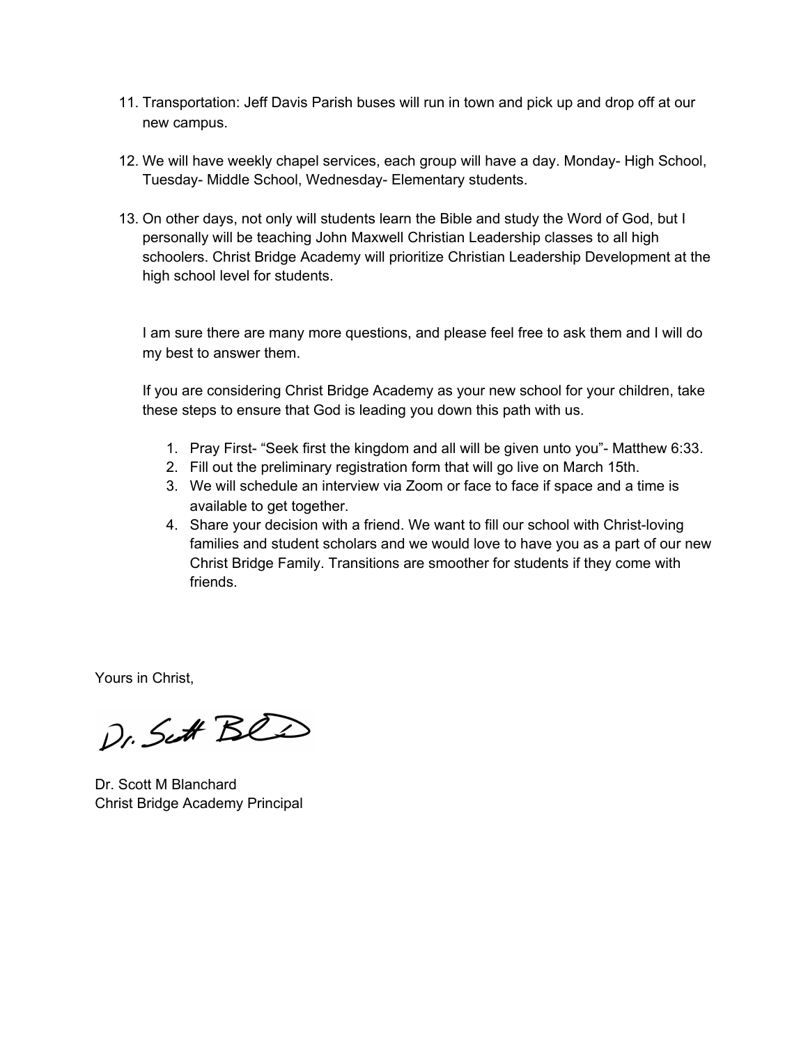11. Transportation: Jeff Davis Parish buses will run in town and pick up and drop off at our new campus.

12. We will have weekly chapel services, each group will have a day. Monday- High School, Tuesday- Middle School, Wednesday- Elementary students.

13. On other days, not only will students learn the Bible and study the Word of God, but I personally will be teaching John Maxwell Christian Leadership classes to all high schoolers. Christ Bridge Academy will prioritize Christian Leadership Development at the high school level for students.

I am sure there are many more questions, and please feel free to ask them and I will do my best to answer them.

If you are considering Christ Bridge Academy as your new school for your children, take these steps to ensure that God is leading you down this path with us.

1. Pray First- "Seek first the kingdom and all will be given unto you"- Matthew 6:33.
2. Fill out the preliminary registration form that will go live on March 15th.
3. We will schedule an interview via Zoom or face to face if space and a time is available to get together.
4. Share your decision with a friend. We want to fill our school with Christ-loving families and student scholars and we would love to have you as a part of our new Christ Bridge Family. Transitions are smoother for students if they come with friends.

Yours in Christ,

Dr. Scott BL

Dr. Scott M Blanchard
Christ Bridge Academy Principal